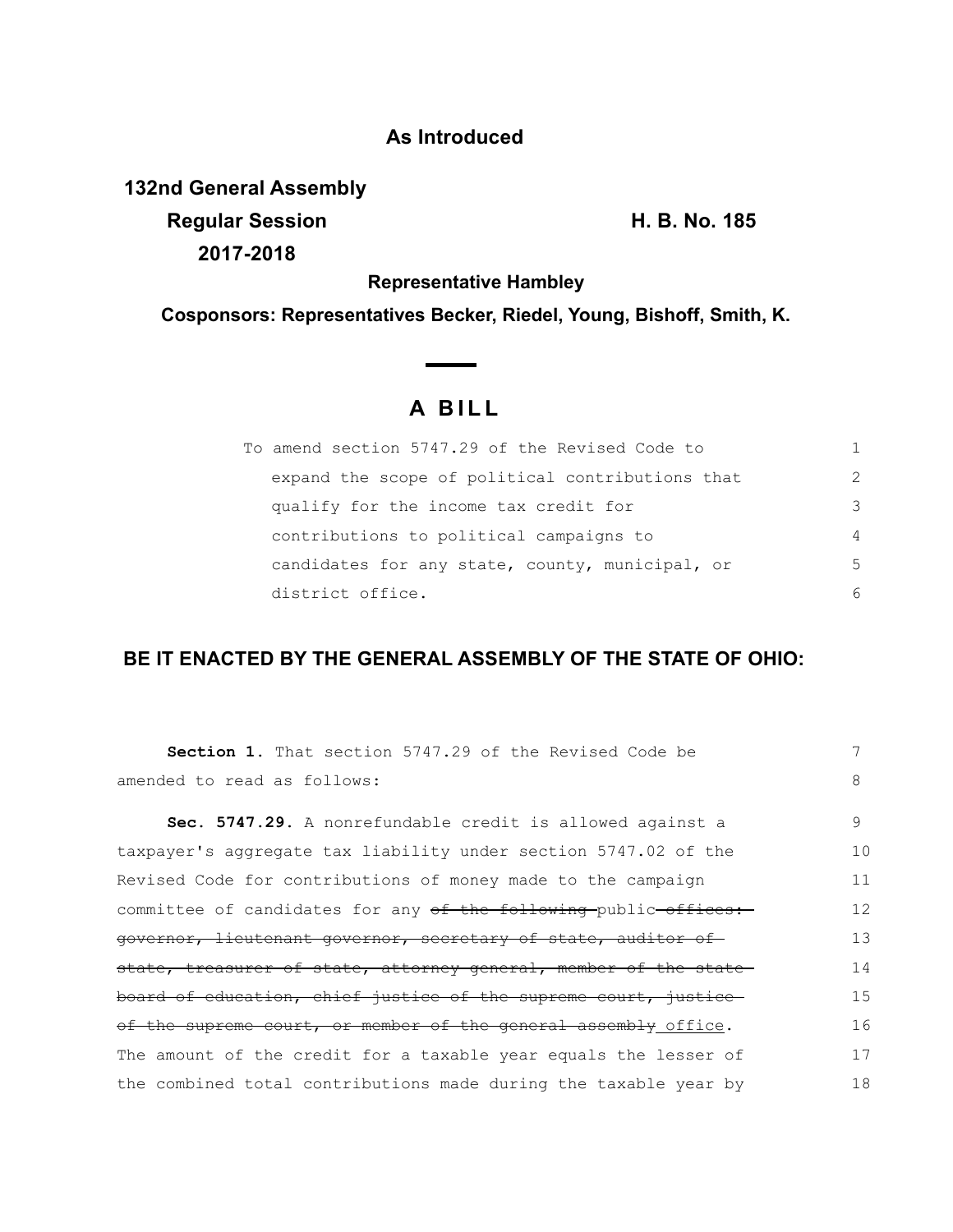**As Introduced**

**132nd General Assembly**
**Regular Session**
**2017-2018**

**H. B. No. 185**

**Representative Hambley**

**Cosponsors: Representatives Becker, Riedel, Young, Bishoff, Smith, K.**

# A BILL

To amend section 5747.29 of the Revised Code to expand the scope of political contributions that qualify for the income tax credit for contributions to political campaigns to candidates for any state, county, municipal, or district office.

## BE IT ENACTED BY THE GENERAL ASSEMBLY OF THE STATE OF OHIO:

**Section 1.** That section 5747.29 of the Revised Code be amended to read as follows:

**Sec. 5747.29.** A nonrefundable credit is allowed against a taxpayer's aggregate tax liability under section 5747.02 of the Revised Code for contributions of money made to the campaign committee of candidates for any ~~of the following~~ public ~~offices: governor, lieutenant governor, secretary of state, auditor of state, treasurer of state, attorney general, member of the state board of education, chief justice of the supreme court, justice of the supreme court, or member of the general assembly~~ <u>office</u>. The amount of the credit for a taxable year equals the lesser of the combined total contributions made during the taxable year by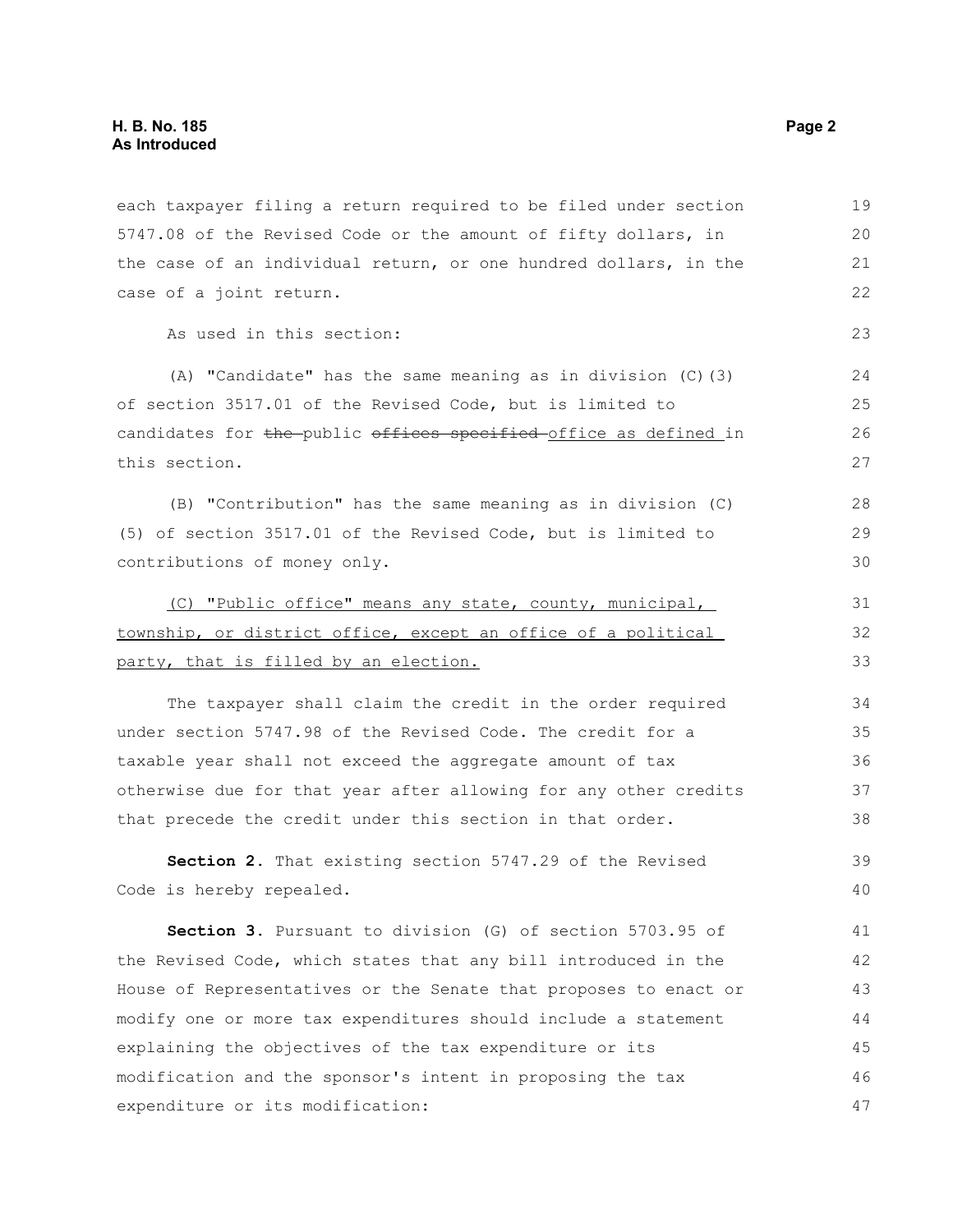each taxpayer filing a return required to be filed under section 5747.08 of the Revised Code or the amount of fifty dollars, in the case of an individual return, or one hundred dollars, in the case of a joint return.

As used in this section:

(A) "Candidate" has the same meaning as in division (C)(3) of section 3517.01 of the Revised Code, but is limited to candidates for ~~the~~ public ~~offices specified~~ office as defined in this section.

(B) "Contribution" has the same meaning as in division (C)(5) of section 3517.01 of the Revised Code, but is limited to contributions of money only.

(C) "Public office" means any state, county, municipal, township, or district office, except an office of a political party, that is filled by an election.

The taxpayer shall claim the credit in the order required under section 5747.98 of the Revised Code. The credit for a taxable year shall not exceed the aggregate amount of tax otherwise due for that year after allowing for any other credits that precede the credit under this section in that order.

**Section 2.** That existing section 5747.29 of the Revised Code is hereby repealed.

**Section 3.** Pursuant to division (G) of section 5703.95 of the Revised Code, which states that any bill introduced in the House of Representatives or the Senate that proposes to enact or modify one or more tax expenditures should include a statement explaining the objectives of the tax expenditure or its modification and the sponsor's intent in proposing the tax expenditure or its modification: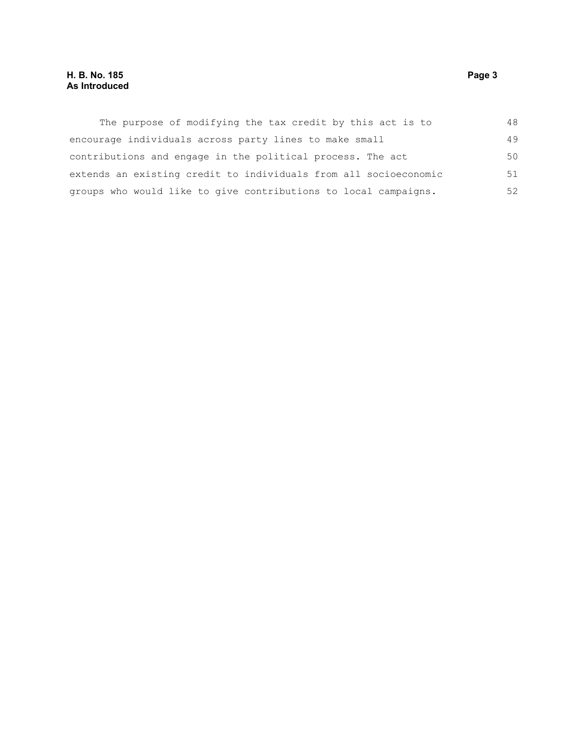The purpose of modifying the tax credit by this act is to encourage individuals across party lines to make small contributions and engage in the political process. The act extends an existing credit to individuals from all socioeconomic groups who would like to give contributions to local campaigns.